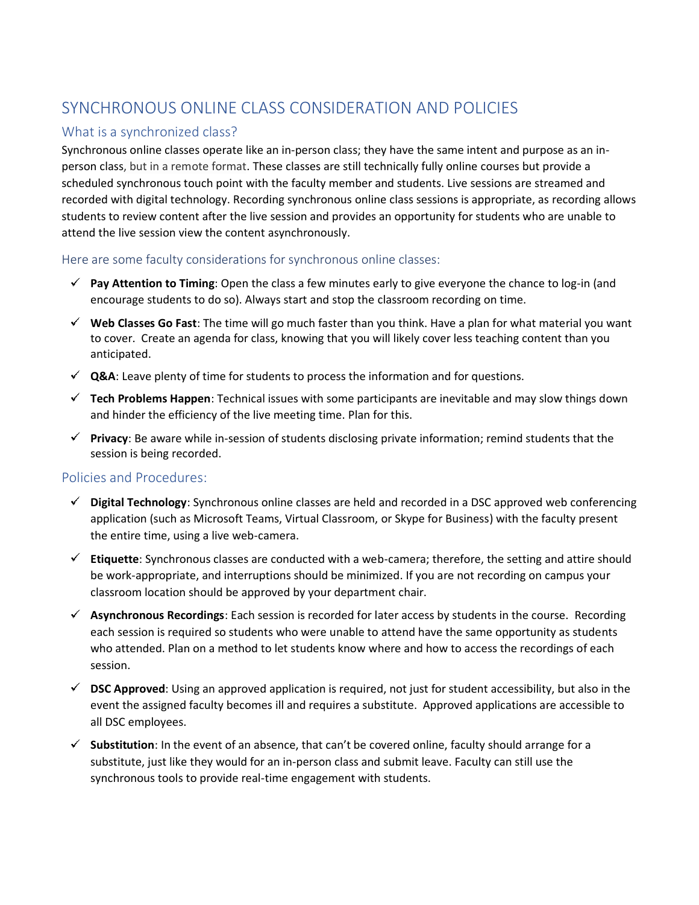# SYNCHRONOUS ONLINE CLASS CONSIDERATION AND POLICIES

## What is a synchronized class?

Synchronous online classes operate like an in-person class; they have the same intent and purpose as an in-person class, but in a remote format. These classes are still technically fully online courses but provide a scheduled synchronous touch point with the faculty member and students. Live sessions are streamed and recorded with digital technology. Recording synchronous online class sessions is appropriate, as recording allows students to review content after the live session and provides an opportunity for students who are unable to attend the live session view the content asynchronously.

### Here are some faculty considerations for synchronous online classes:

- ✓ **Pay Attention to Timing**: Open the class a few minutes early to give everyone the chance to log-in (and encourage students to do so). Always start and stop the classroom recording on time.
- ✓ **Web Classes Go Fast**: The time will go much faster than you think. Have a plan for what material you want to cover. Create an agenda for class, knowing that you will likely cover less teaching content than you anticipated.
- ✓ **Q&A**: Leave plenty of time for students to process the information and for questions.
- ✓ **Tech Problems Happen**: Technical issues with some participants are inevitable and may slow things down and hinder the efficiency of the live meeting time. Plan for this.
- ✓ **Privacy**: Be aware while in-session of students disclosing private information; remind students that the session is being recorded.

## Policies and Procedures:

- ✓ **Digital Technology**: Synchronous online classes are held and recorded in a DSC approved web conferencing application (such as Microsoft Teams, Virtual Classroom, or Skype for Business) with the faculty present the entire time, using a live web-camera.
- ✓ **Etiquette**: Synchronous classes are conducted with a web-camera; therefore, the setting and attire should be work-appropriate, and interruptions should be minimized. If you are not recording on campus your classroom location should be approved by your department chair.
- ✓ **Asynchronous Recordings**: Each session is recorded for later access by students in the course. Recording each session is required so students who were unable to attend have the same opportunity as students who attended. Plan on a method to let students know where and how to access the recordings of each session.
- ✓ **DSC Approved**: Using an approved application is required, not just for student accessibility, but also in the event the assigned faculty becomes ill and requires a substitute. Approved applications are accessible to all DSC employees.
- ✓ **Substitution**: In the event of an absence, that can't be covered online, faculty should arrange for a substitute, just like they would for an in-person class and submit leave. Faculty can still use the synchronous tools to provide real-time engagement with students.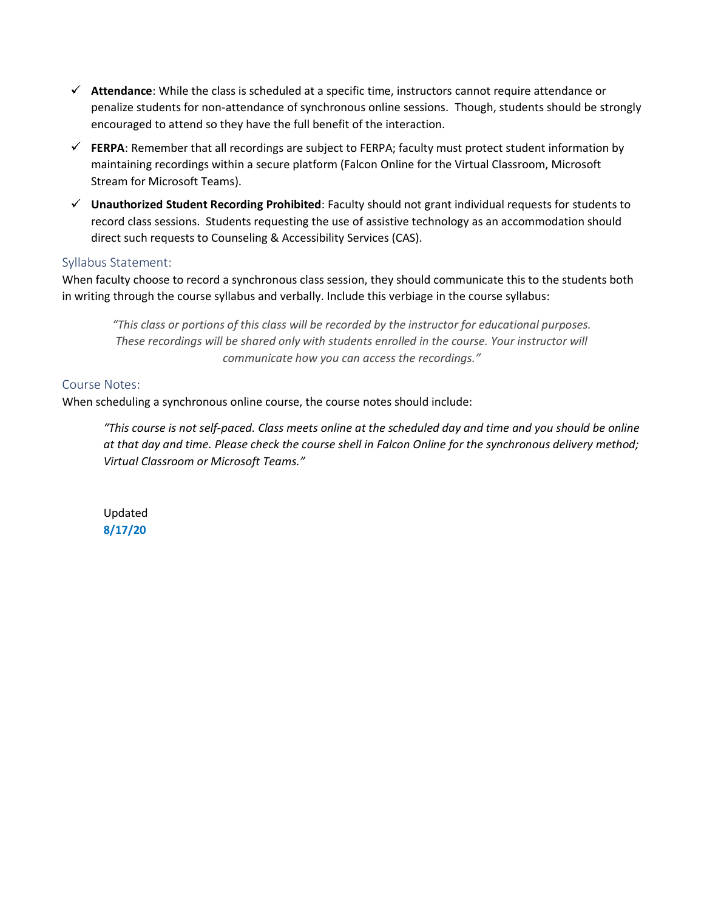- ✓ **Attendance**: While the class is scheduled at a specific time, instructors cannot require attendance or penalize students for non-attendance of synchronous online sessions. Though, students should be strongly encouraged to attend so they have the full benefit of the interaction.
- ✓ **FERPA**: Remember that all recordings are subject to FERPA; faculty must protect student information by maintaining recordings within a secure platform (Falcon Online for the Virtual Classroom, Microsoft Stream for Microsoft Teams).
- ✓ **Unauthorized Student Recording Prohibited**: Faculty should not grant individual requests for students to record class sessions. Students requesting the use of assistive technology as an accommodation should direct such requests to Counseling & Accessibility Services (CAS).

## Syllabus Statement:

When faculty choose to record a synchronous class session, they should communicate this to the students both in writing through the course syllabus and verbally. Include this verbiage in the course syllabus:

> *"This class or portions of this class will be recorded by the instructor for educational purposes. These recordings will be shared only with students enrolled in the course. Your instructor will communicate how you can access the recordings."*

## Course Notes:

When scheduling a synchronous online course, the course notes should include:

> *"This course is not self-paced. Class meets online at the scheduled day and time and you should be online at that day and time. Please check the course shell in Falcon Online for the synchronous delivery method; Virtual Classroom or Microsoft Teams."*

Updated
**8/17/20**